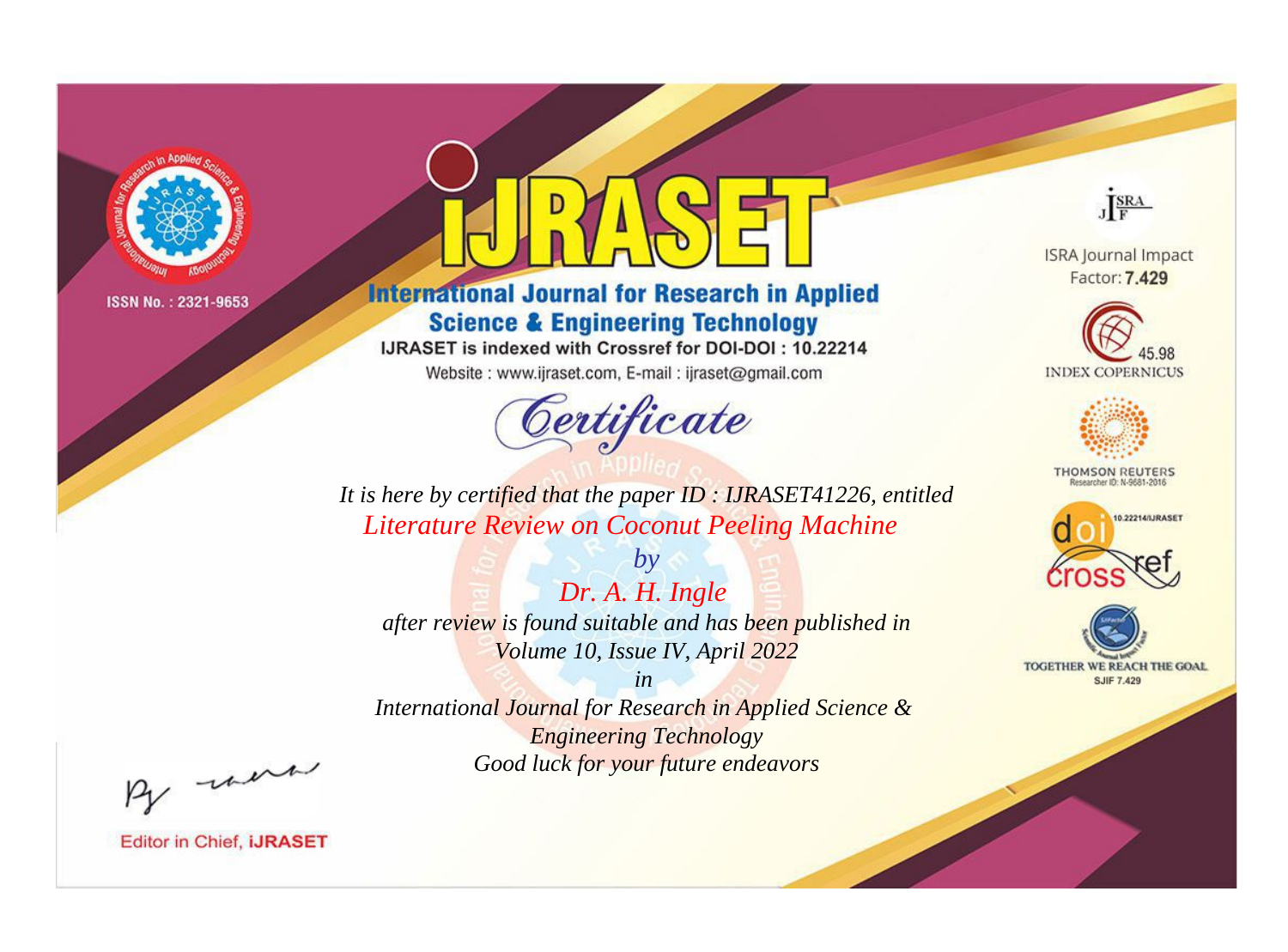ISSN No. : 2321-9653

# IJRASET

## International Journal for Research in Applied Science & Engineering Technology

IJRASET is indexed with Crossref for DOI-DOI : 10.22214

Website : www.ijraset.com, E-mail : ijraset@gmail.com

ISRA Journal Impact Factor: **7.429**

45.98 INDEX COPERNICUS

THOMSON REUTERS Researcher ID: N-9681-2016

10.22214/IJRASET

TOGETHER WE REACH THE GOAL SJIF 7.429

# *Certificate*

*It is here by certified that the paper ID : IJRASET41226, entitled*

*Literature Review on Coconut Peeling Machine*

*by*

*Dr. A. H. Ingle*

*after review is found suitable and has been published in*

*Volume 10, Issue IV, April 2022*

*in*

*International Journal for Research in Applied Science & Engineering Technology*

*Good luck for your future endeavors*

Editor in Chief, **iJRASET**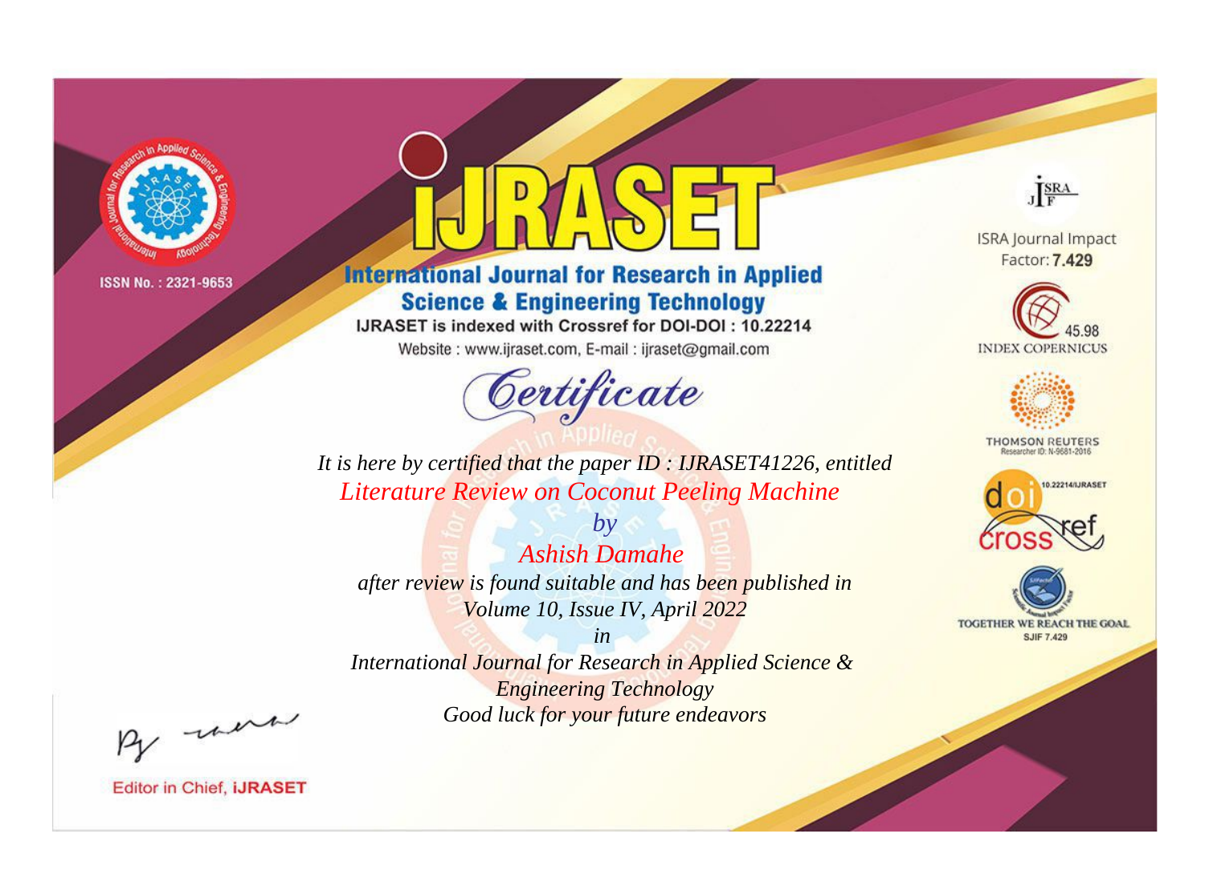ISSN No. : 2321-9653

# iJRASET

## International Journal for Research in Applied Science & Engineering Technology

IJRASET is indexed with Crossref for DOI-DOI : 10.22214

Website : www.ijraset.com, E-mail : ijraset@gmail.com

*Certificate*

*It is here by certified that the paper ID : IJRASET41226, entitled*

*Literature Review on Coconut Peeling Machine*

*by*

*Ashish Damahe*

*after review is found suitable and has been published in*

*Volume 10, Issue IV, April 2022*

*in*

*International Journal for Research in Applied Science & Engineering Technology*

*Good luck for your future endeavors*

ISRA Journal Impact Factor: **7.429**

45.98 INDEX COPERNICUS

THOMSON REUTERS Researcher ID: N-9681-2016

10.22214/IJRASET

TOGETHER WE REACH THE GOAL SJIF 7.429

Editor in Chief, **iJRASET**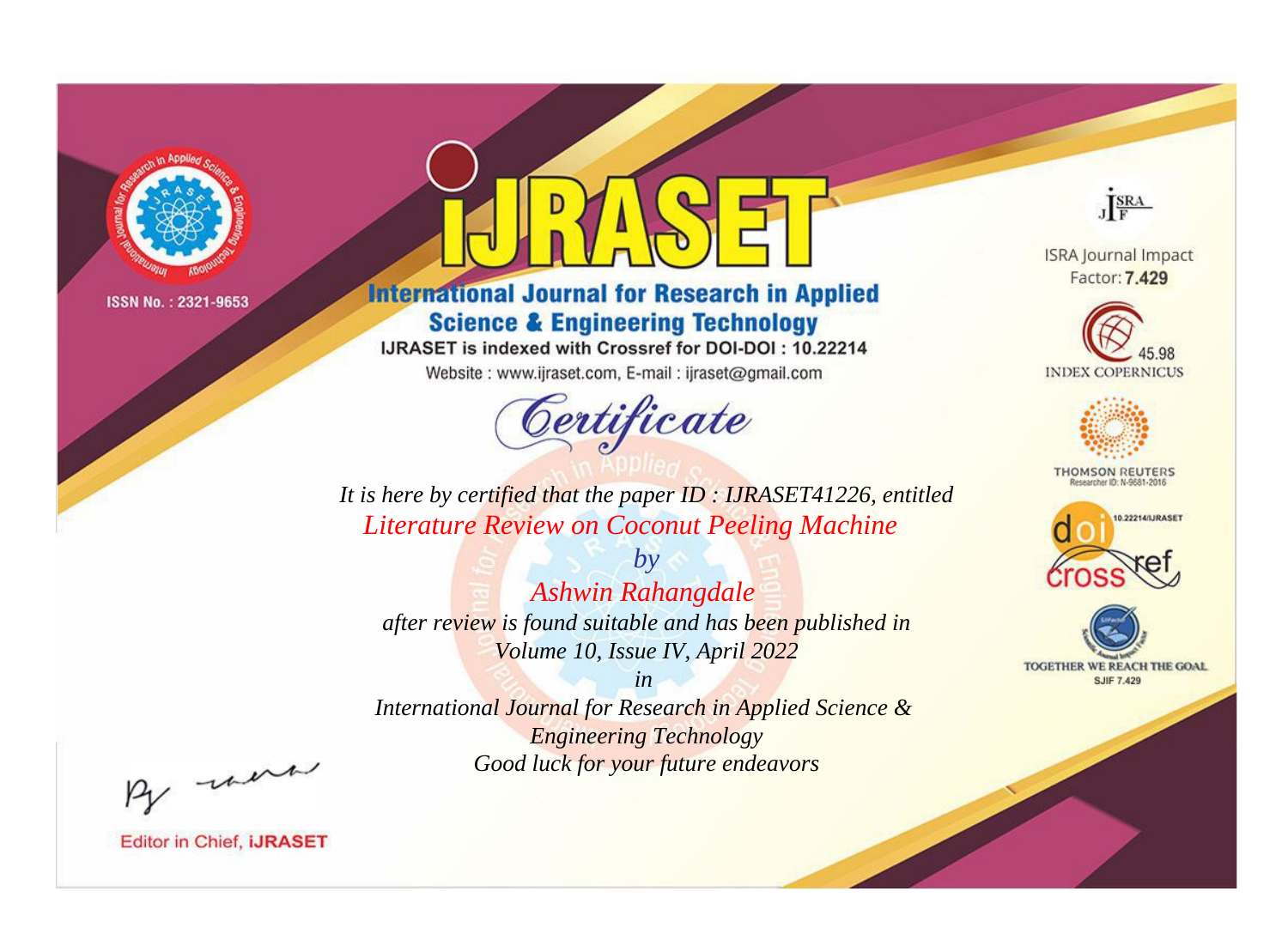ISSN No. : 2321-9653

# iJRASET

## International Journal for Research in Applied Science & Engineering Technology

IJRASET is indexed with Crossref for DOI-DOI : 10.22214

Website : www.ijraset.com, E-mail : ijraset@gmail.com

ISRA Journal Impact Factor: **7.429**

45.98 INDEX COPERNICUS

THOMSON REUTERS Researcher ID: N-9681-2016

10.22214/IJRASET

TOGETHER WE REACH THE GOAL SJIF 7.429

# Certificate

*It is here by certified that the paper ID : IJRASET41226, entitled*

*Literature Review on Coconut Peeling Machine*

*by*

*Ashwin Rahangdale*

*after review is found suitable and has been published in*

*Volume 10, Issue IV, April 2022*

*in*

*International Journal for Research in Applied Science & Engineering Technology*

*Good luck for your future endeavors*

Editor in Chief, **iJRASET**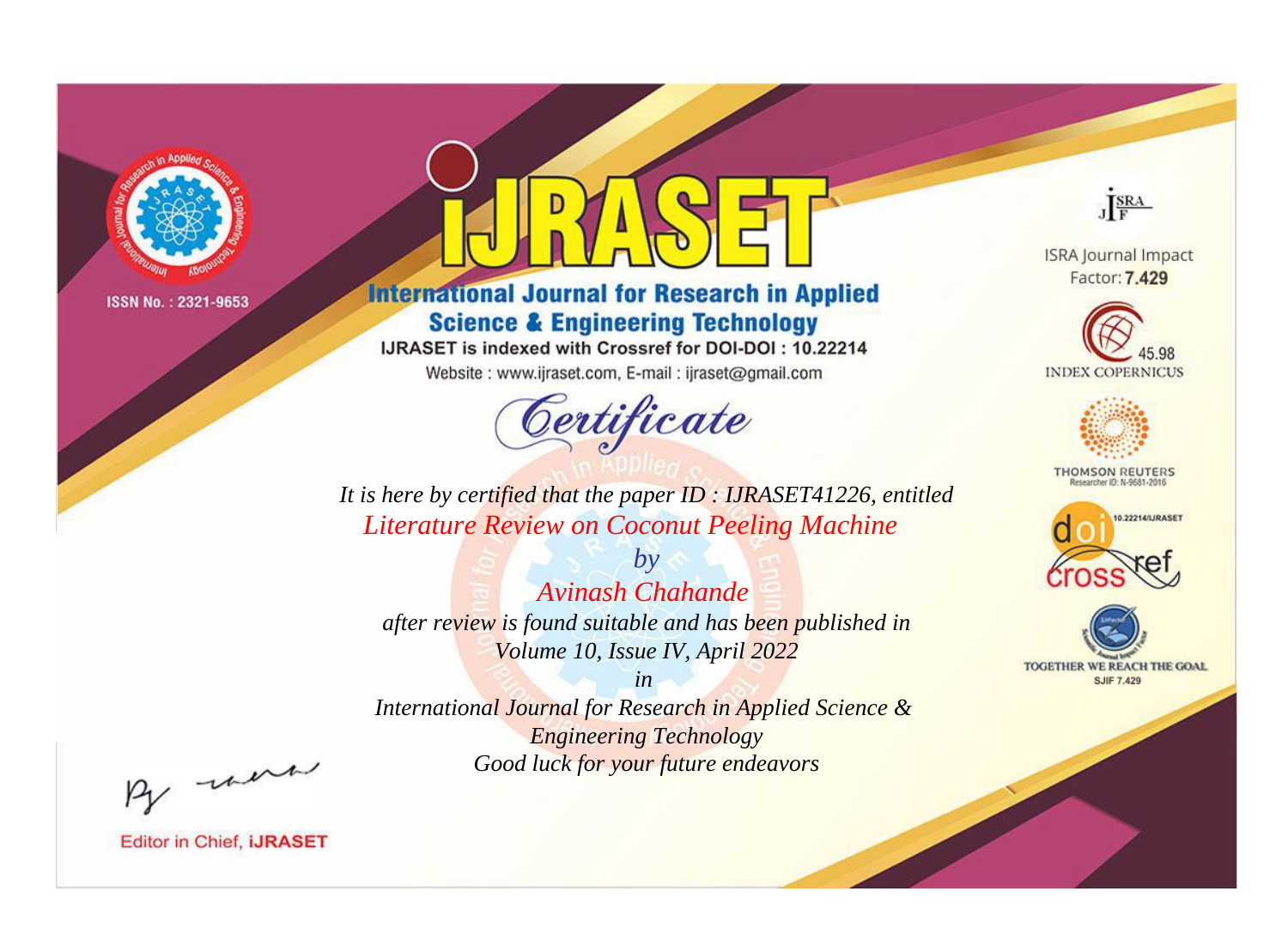ISSN No. : 2321-9653

# iJRASET

## International Journal for Research in Applied Science & Engineering Technology

IJRASET is indexed with Crossref for DOI-DOI : 10.22214

Website : www.ijraset.com, E-mail : ijraset@gmail.com

*Certificate*

*It is here by certified that the paper ID : IJRASET41226, entitled*

*Literature Review on Coconut Peeling Machine*

*by*

*Avinash Chahande*

*after review is found suitable and has been published in*

*Volume 10, Issue IV, April 2022*

*in*

*International Journal for Research in Applied Science & Engineering Technology*

*Good luck for your future endeavors*

ISRA Journal Impact Factor: **7.429**

45.98 INDEX COPERNICUS

THOMSON REUTERS Researcher ID: N-9681-2016

10.22214/IJRASET

TOGETHER WE REACH THE GOAL SJIF 7.429

Editor in Chief, **iJRASET**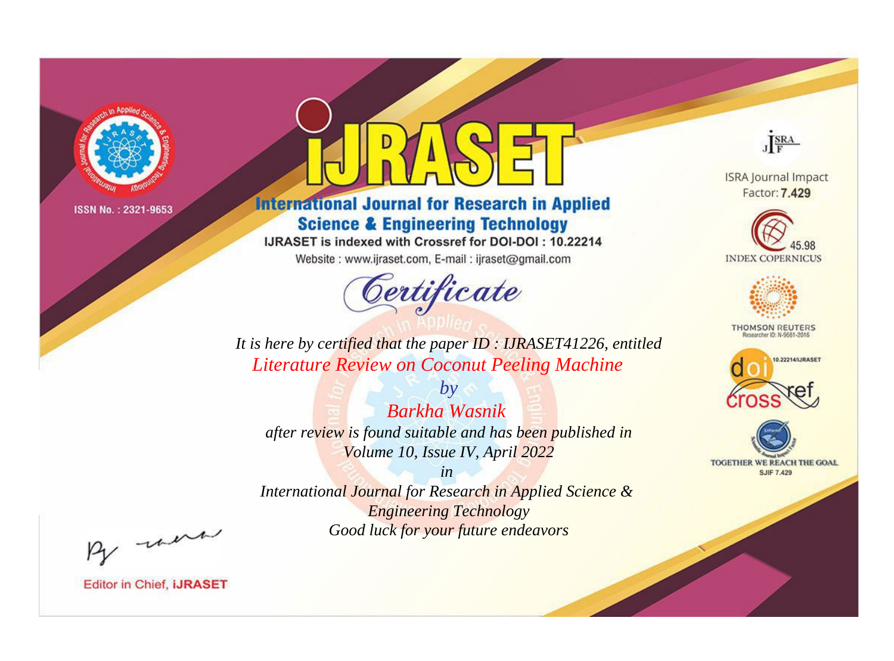ISSN No. : 2321-9653

# IJRASET

## International Journal for Research in Applied Science & Engineering Technology

IJRASET is indexed with Crossref for DOI-DOI : 10.22214

Website : www.ijraset.com, E-mail : ijraset@gmail.com

# Certificate

*It is here by certified that the paper ID : IJRASET41226, entitled*

*Literature Review on Coconut Peeling Machine*

*by*

*Barkha Wasnik*

*after review is found suitable and has been published in*

*Volume 10, Issue IV, April 2022*

*in*

*International Journal for Research in Applied Science & Engineering Technology*

*Good luck for your future endeavors*

ISRA Journal Impact Factor: **7.429**

45.98 INDEX COPERNICUS

THOMSON REUTERS Researcher ID: N-9681-2016

10.22214/IJRASET crossref

TOGETHER WE REACH THE GOAL SJIF 7.429

Editor in Chief, **iJRASET**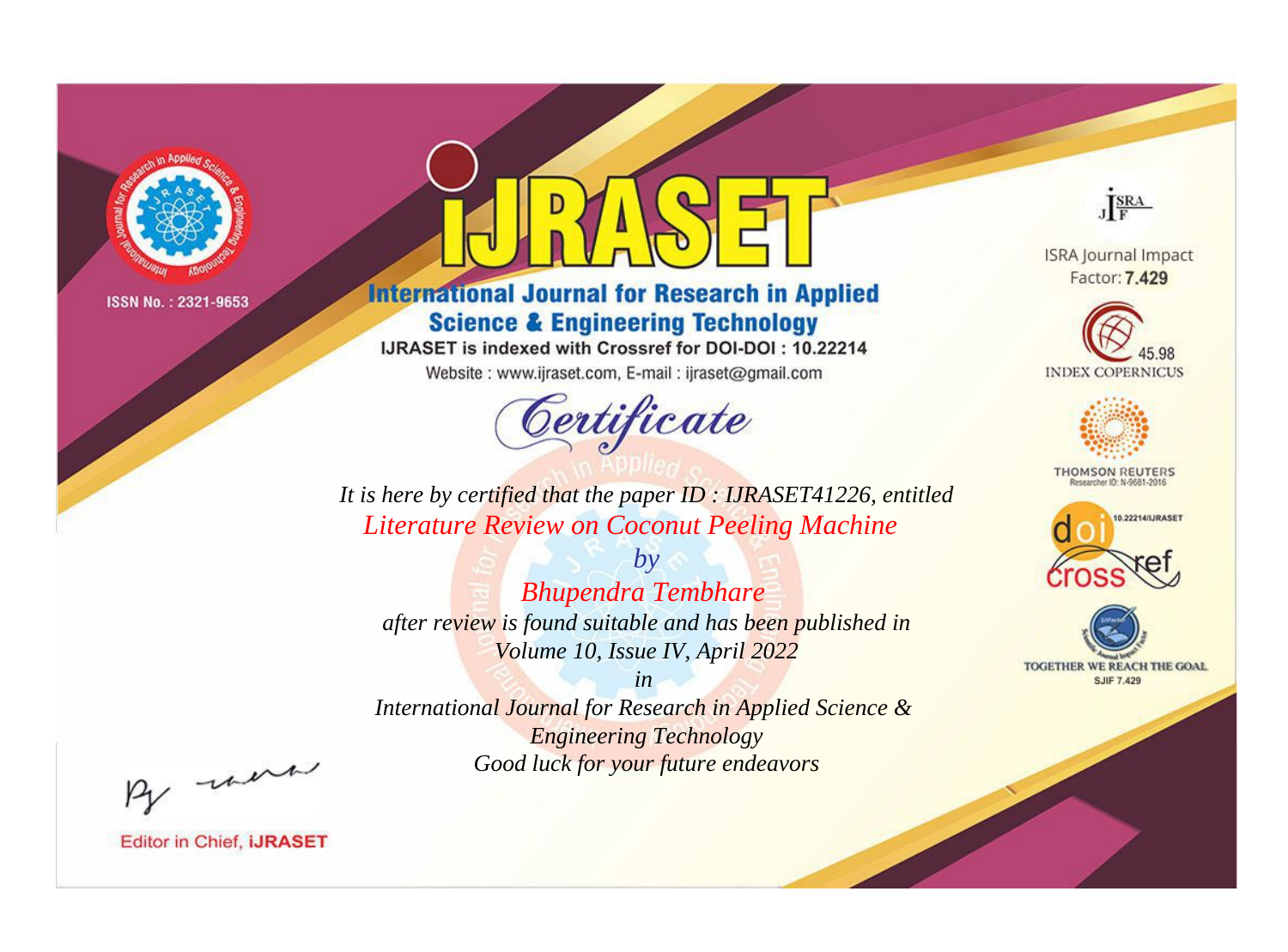ISSN No. : 2321-9653

# iJRASET

## International Journal for Research in Applied Science & Engineering Technology

IJRASET is indexed with Crossref for DOI-DOI : 10.22214

Website : www.ijraset.com, E-mail : ijraset@gmail.com

# Certificate

*It is here by certified that the paper ID : IJRASET41226, entitled*

*Literature Review on Coconut Peeling Machine*

*by*

*Bhupendra Tembhare*

*after review is found suitable and has been published in*

*Volume 10, Issue IV, April 2022*

*in*

*International Journal for Research in Applied Science & Engineering Technology*

*Good luck for your future endeavors*

ISRA Journal Impact Factor: **7.429**

45.98 INDEX COPERNICUS

THOMSON REUTERS Researcher ID: N-9681-2016

10.22214/IJRASET

TOGETHER WE REACH THE GOAL SJIF 7.429

Editor in Chief, **iJRASET**